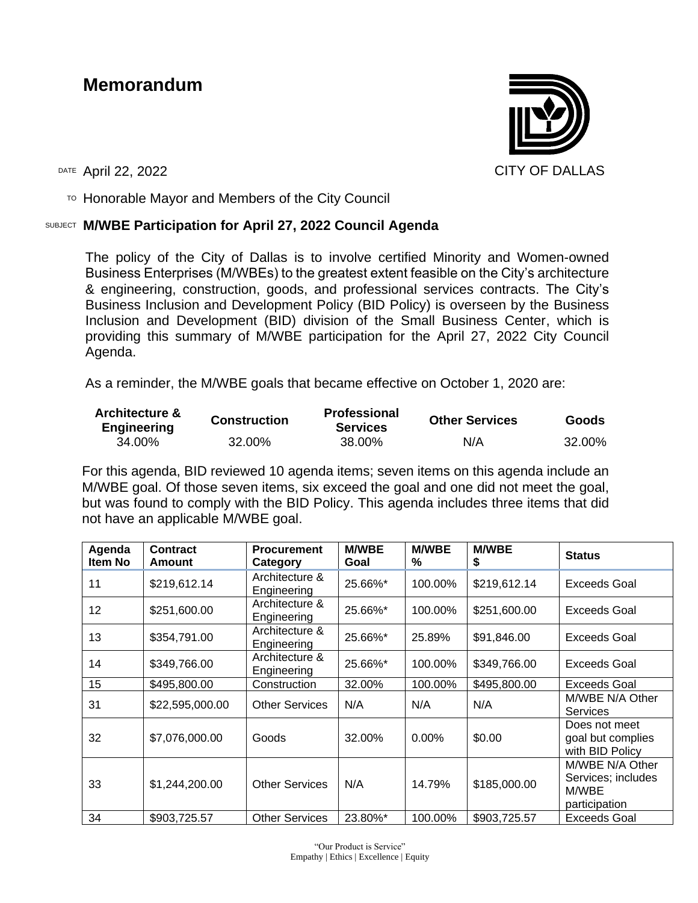# Memorandum

CITY OF DALLAS

DATE April 22, 2022

TO Honorable Mayor and Members of the City Council

SUBJECT **M/WBE Participation for April 27, 2022 Council Agenda**

The policy of the City of Dallas is to involve certified Minority and Women-owned Business Enterprises (M/WBEs) to the greatest extent feasible on the City's architecture & engineering, construction, goods, and professional services contracts. The City's Business Inclusion and Development Policy (BID Policy) is overseen by the Business Inclusion and Development (BID) division of the Small Business Center, which is providing this summary of M/WBE participation for the April 27, 2022 City Council Agenda.

As a reminder, the M/WBE goals that became effective on October 1, 2020 are:

| Architecture & Engineering | Construction | Professional Services | Other Services | Goods |
|---|---|---|---|---|
| 34.00% | 32.00% | 38.00% | N/A | 32.00% |

For this agenda, BID reviewed 10 agenda items; seven items on this agenda include an M/WBE goal. Of those seven items, six exceed the goal and one did not meet the goal, but was found to comply with the BID Policy. This agenda includes three items that did not have an applicable M/WBE goal.

| Agenda Item No | Contract Amount | Procurement Category | M/WBE Goal | M/WBE % | M/WBE $ | Status |
|---|---|---|---|---|---|---|
| 11 | $219,612.14 | Architecture & Engineering | 25.66%* | 100.00% | $219,612.14 | Exceeds Goal |
| 12 | $251,600.00 | Architecture & Engineering | 25.66%* | 100.00% | $251,600.00 | Exceeds Goal |
| 13 | $354,791.00 | Architecture & Engineering | 25.66%* | 25.89% | $91,846.00 | Exceeds Goal |
| 14 | $349,766.00 | Architecture & Engineering | 25.66%* | 100.00% | $349,766.00 | Exceeds Goal |
| 15 | $495,800.00 | Construction | 32.00% | 100.00% | $495,800.00 | Exceeds Goal |
| 31 | $22,595,000.00 | Other Services | N/A | N/A | N/A | M/WBE N/A Other Services |
| 32 | $7,076,000.00 | Goods | 32.00% | 0.00% | $0.00 | Does not meet goal but complies with BID Policy |
| 33 | $1,244,200.00 | Other Services | N/A | 14.79% | $185,000.00 | M/WBE N/A Other Services; includes M/WBE participation |
| 34 | $903,725.57 | Other Services | 23.80%* | 100.00% | $903,725.57 | Exceeds Goal |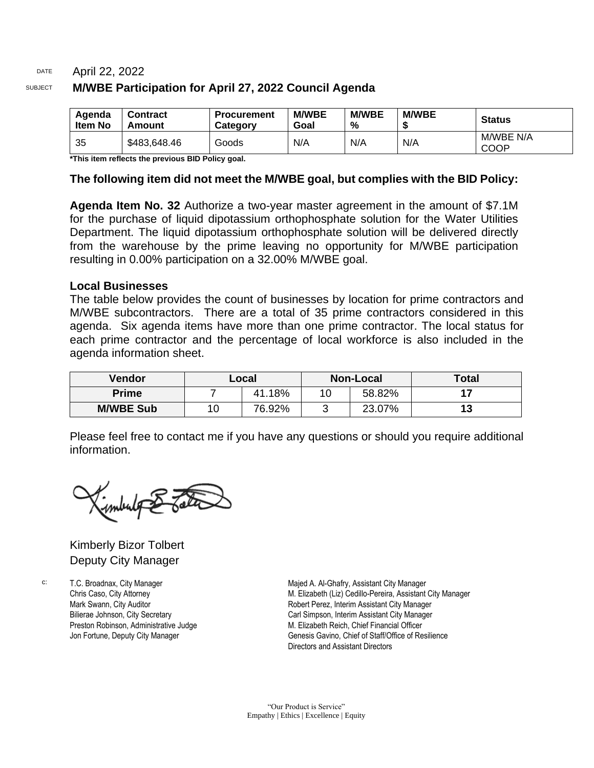DATE April 22, 2022

SUBJECT **M/WBE Participation for April 27, 2022 Council Agenda**

| Agenda Item No | Contract Amount | Procurement Category | M/WBE Goal | M/WBE % | M/WBE $ | Status |
|---|---|---|---|---|---|---|
| 35 | $483,648.46 | Goods | N/A | N/A | N/A | M/WBE N/A COOP |

**\*This item reflects the previous BID Policy goal.**

**The following item did not meet the M/WBE goal, but complies with the BID Policy:**

**Agenda Item No. 32** Authorize a two-year master agreement in the amount of $7.1M for the purchase of liquid dipotassium orthophosphate solution for the Water Utilities Department. The liquid dipotassium orthophosphate solution will be delivered directly from the warehouse by the prime leaving no opportunity for M/WBE participation resulting in 0.00% participation on a 32.00% M/WBE goal.

**Local Businesses**

The table below provides the count of businesses by location for prime contractors and M/WBE subcontractors. There are a total of 35 prime contractors considered in this agenda. Six agenda items have more than one prime contractor. The local status for each prime contractor and the percentage of local workforce is also included in the agenda information sheet.

| Vendor | Local | | Non-Local | | Total |
|---|---|---|---|---|---|
| **Prime** | 7 | 41.18% | 10 | 58.82% | **17** |
| **M/WBE Sub** | 10 | 76.92% | 3 | 23.07% | **13** |

Please feel free to contact me if you have any questions or should you require additional information.

Kimberly Bizor Tolbert
Deputy City Manager

c: T.C. Broadnax, City Manager
Chris Caso, City Attorney
Mark Swann, City Auditor
Bilierae Johnson, City Secretary
Preston Robinson, Administrative Judge
Jon Fortune, Deputy City Manager
Majed A. Al-Ghafry, Assistant City Manager
M. Elizabeth (Liz) Cedillo-Pereira, Assistant City Manager
Robert Perez, Interim Assistant City Manager
Carl Simpson, Interim Assistant City Manager
M. Elizabeth Reich, Chief Financial Officer
Genesis Gavino, Chief of Staff/Office of Resilience
Directors and Assistant Directors

"Our Product is Service"
Empathy | Ethics | Excellence | Equity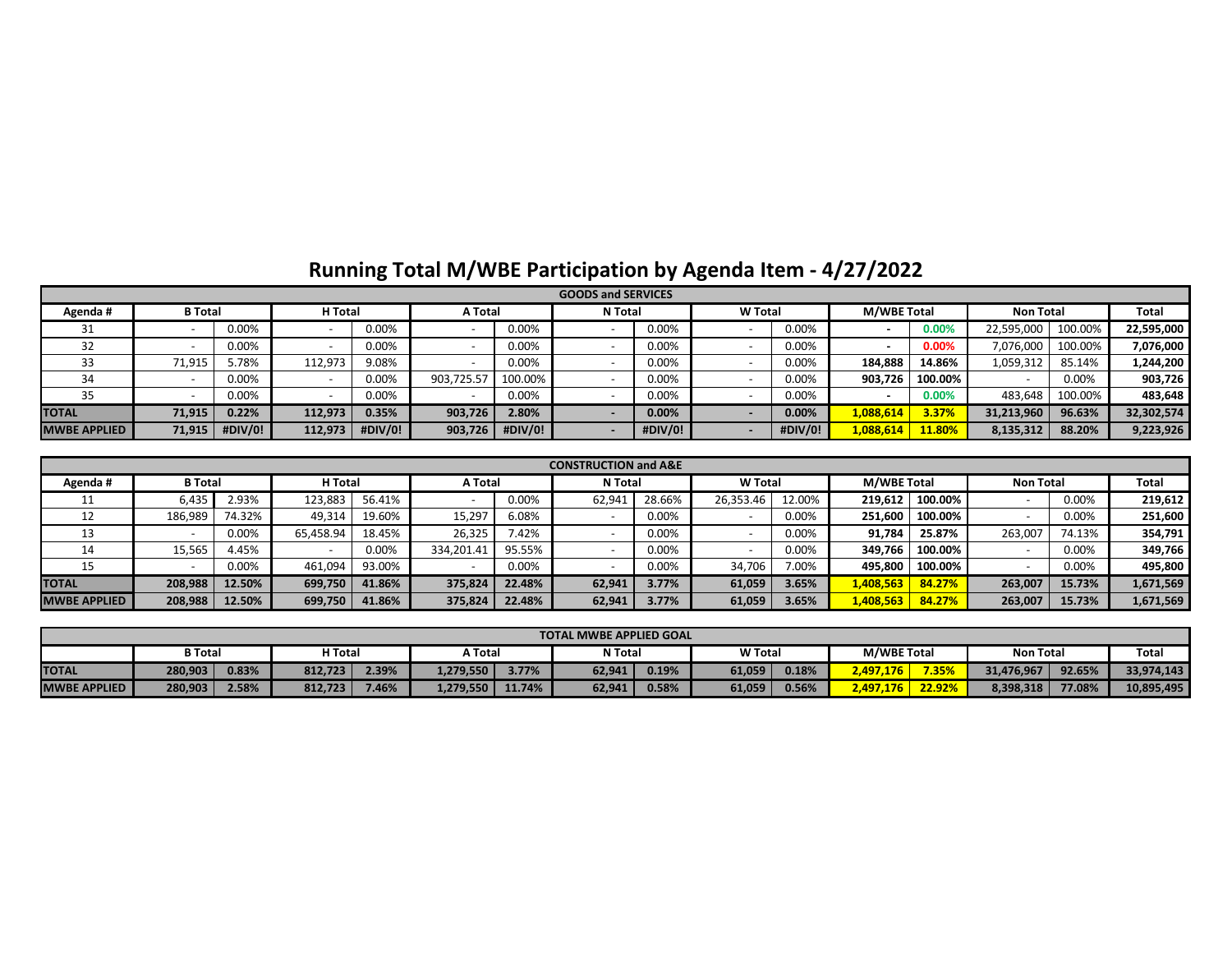# Running Total M/WBE Participation by Agenda Item - 4/27/2022

| GOODS and SERVICES | | | | | | | | | | | | | | | |
|---|---|---|---|---|---|---|---|---|---|---|---|---|---|---|---|
| Agenda # | B Total | | H Total | | A Total | | N Total | | W Total | | M/WBE Total | | Non Total | | Total |
| 31 | - | 0.00% | - | 0.00% | - | 0.00% | - | 0.00% | - | 0.00% | - | 0.00% | 22,595,000 | 100.00% | 22,595,000 |
| 32 | - | 0.00% | - | 0.00% | - | 0.00% | - | 0.00% | - | 0.00% | - | 0.00% | 7,076,000 | 100.00% | 7,076,000 |
| 33 | 71,915 | 5.78% | 112,973 | 9.08% | - | 0.00% | - | 0.00% | - | 0.00% | 184,888 | 14.86% | 1,059,312 | 85.14% | 1,244,200 |
| 34 | - | 0.00% | - | 0.00% | 903,725.57 | 100.00% | - | 0.00% | - | 0.00% | 903,726 | 100.00% | - | 0.00% | 903,726 |
| 35 | - | 0.00% | - | 0.00% | - | 0.00% | - | 0.00% | - | 0.00% | - | 0.00% | 483,648 | 100.00% | 483,648 |
| **TOTAL** | **71,915** | **0.22%** | **112,973** | **0.35%** | **903,726** | **2.80%** | **-** | **0.00%** | **-** | **0.00%** | **1,088,614** | **3.37%** | **31,213,960** | **96.63%** | **32,302,574** |
| **MWBE APPLIED** | **71,915** | **#DIV/0!** | **112,973** | **#DIV/0!** | **903,726** | **#DIV/0!** | **-** | **#DIV/0!** | **-** | **#DIV/0!** | **1,088,614** | **11.80%** | **8,135,312** | **88.20%** | **9,223,926** |

| CONSTRUCTION and A&E | | | | | | | | | | | | | | | |
|---|---|---|---|---|---|---|---|---|---|---|---|---|---|---|---|
| Agenda # | B Total | | H Total | | A Total | | N Total | | W Total | | M/WBE Total | | Non Total | | Total |
| 11 | 6,435 | 2.93% | 123,883 | 56.41% | - | 0.00% | 62,941 | 28.66% | 26,353.46 | 12.00% | 219,612 | 100.00% | - | 0.00% | 219,612 |
| 12 | 186,989 | 74.32% | 49,314 | 19.60% | 15,297 | 6.08% | - | 0.00% | - | 0.00% | 251,600 | 100.00% | - | 0.00% | 251,600 |
| 13 | - | 0.00% | 65,458.94 | 18.45% | 26,325 | 7.42% | - | 0.00% | - | 0.00% | 91,784 | 25.87% | 263,007 | 74.13% | 354,791 |
| 14 | 15,565 | 4.45% | - | 0.00% | 334,201.41 | 95.55% | - | 0.00% | - | 0.00% | 349,766 | 100.00% | - | 0.00% | 349,766 |
| 15 | - | 0.00% | 461,094 | 93.00% | - | 0.00% | - | 0.00% | 34,706 | 7.00% | 495,800 | 100.00% | - | 0.00% | 495,800 |
| **TOTAL** | **208,988** | **12.50%** | **699,750** | **41.86%** | **375,824** | **22.48%** | **62,941** | **3.77%** | **61,059** | **3.65%** | **1,408,563** | **84.27%** | **263,007** | **15.73%** | **1,671,569** |
| **MWBE APPLIED** | **208,988** | **12.50%** | **699,750** | **41.86%** | **375,824** | **22.48%** | **62,941** | **3.77%** | **61,059** | **3.65%** | **1,408,563** | **84.27%** | **263,007** | **15.73%** | **1,671,569** |

| TOTAL MWBE APPLIED GOAL | | | | | | | | | | | | | | | |
|---|---|---|---|---|---|---|---|---|---|---|---|---|---|---|---|
| | B Total | | H Total | | A Total | | N Total | | W Total | | M/WBE Total | | Non Total | | Total |
| **TOTAL** | **280,903** | **0.83%** | **812,723** | **2.39%** | **1,279,550** | **3.77%** | **62,941** | **0.19%** | **61,059** | **0.18%** | **2,497,176** | **7.35%** | **31,476,967** | **92.65%** | **33,974,143** |
| **MWBE APPLIED** | **280,903** | **2.58%** | **812,723** | **7.46%** | **1,279,550** | **11.74%** | **62,941** | **0.58%** | **61,059** | **0.56%** | **2,497,176** | **22.92%** | **8,398,318** | **77.08%** | **10,895,495** |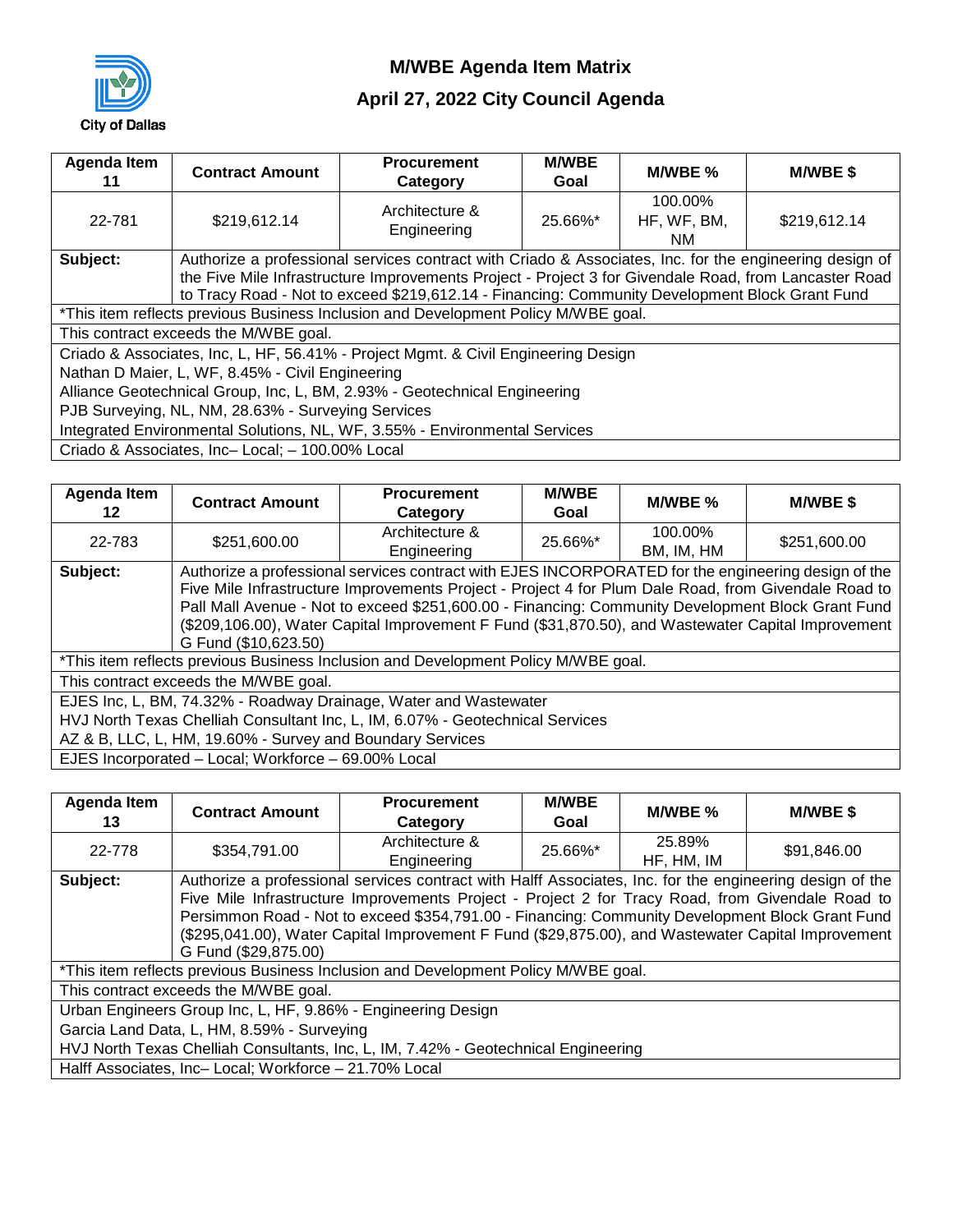City of Dallas

# M/WBE Agenda Item Matrix

## April 27, 2022 City Council Agenda

| Agenda Item 11 | Contract Amount | Procurement Category | M/WBE Goal | M/WBE % | M/WBE $ |
|---|---|---|---|---|---|
| 22-781 | $219,612.14 | Architecture & Engineering | 25.66%* | 100.00% HF, WF, BM, NM | $219,612.14 |
| **Subject:** | Authorize a professional services contract with Criado & Associates, Inc. for the engineering design of the Five Mile Infrastructure Improvements Project - Project 3 for Givendale Road, from Lancaster Road to Tracy Road - Not to exceed $219,612.14 - Financing: Community Development Block Grant Fund | | | | |
| *This item reflects previous Business Inclusion and Development Policy M/WBE goal. | | | | | |
| This contract exceeds the M/WBE goal. | | | | | |
| Criado & Associates, Inc, L, HF, 56.41% - Project Mgmt. & Civil Engineering Design<br>Nathan D Maier, L, WF, 8.45% - Civil Engineering<br>Alliance Geotechnical Group, Inc, L, BM, 2.93% - Geotechnical Engineering<br>PJB Surveying, NL, NM, 28.63% - Surveying Services<br>Integrated Environmental Solutions, NL, WF, 3.55% - Environmental Services | | | | | |
| Criado & Associates, Inc– Local; – 100.00% Local | | | | | |

| Agenda Item 12 | Contract Amount | Procurement Category | M/WBE Goal | M/WBE % | M/WBE $ |
|---|---|---|---|---|---|
| 22-783 | $251,600.00 | Architecture & Engineering | 25.66%* | 100.00% BM, IM, HM | $251,600.00 |
| **Subject:** | Authorize a professional services contract with EJES INCORPORATED for the engineering design of the Five Mile Infrastructure Improvements Project - Project 4 for Plum Dale Road, from Givendale Road to Pall Mall Avenue - Not to exceed $251,600.00 - Financing: Community Development Block Grant Fund ($209,106.00), Water Capital Improvement F Fund ($31,870.50), and Wastewater Capital Improvement G Fund ($10,623.50) | | | | |
| *This item reflects previous Business Inclusion and Development Policy M/WBE goal. | | | | | |
| This contract exceeds the M/WBE goal. | | | | | |
| EJES Inc, L, BM, 74.32% - Roadway Drainage, Water and Wastewater<br>HVJ North Texas Chelliah Consultant Inc, L, IM, 6.07% - Geotechnical Services<br>AZ & B, LLC, L, HM, 19.60% - Survey and Boundary Services | | | | | |
| EJES Incorporated – Local; Workforce – 69.00% Local | | | | | |

| Agenda Item 13 | Contract Amount | Procurement Category | M/WBE Goal | M/WBE % | M/WBE $ |
|---|---|---|---|---|---|
| 22-778 | $354,791.00 | Architecture & Engineering | 25.66%* | 25.89% HF, HM, IM | $91,846.00 |
| **Subject:** | Authorize a professional services contract with Halff Associates, Inc. for the engineering design of the Five Mile Infrastructure Improvements Project - Project 2 for Tracy Road, from Givendale Road to Persimmon Road - Not to exceed $354,791.00 - Financing: Community Development Block Grant Fund ($295,041.00), Water Capital Improvement F Fund ($29,875.00), and Wastewater Capital Improvement G Fund ($29,875.00) | | | | |
| *This item reflects previous Business Inclusion and Development Policy M/WBE goal. | | | | | |
| This contract exceeds the M/WBE goal. | | | | | |
| Urban Engineers Group Inc, L, HF, 9.86% - Engineering Design<br>Garcia Land Data, L, HM, 8.59% - Surveying<br>HVJ North Texas Chelliah Consultants, Inc, L, IM, 7.42% - Geotechnical Engineering | | | | | |
| Halff Associates, Inc– Local; Workforce – 21.70% Local | | | | | |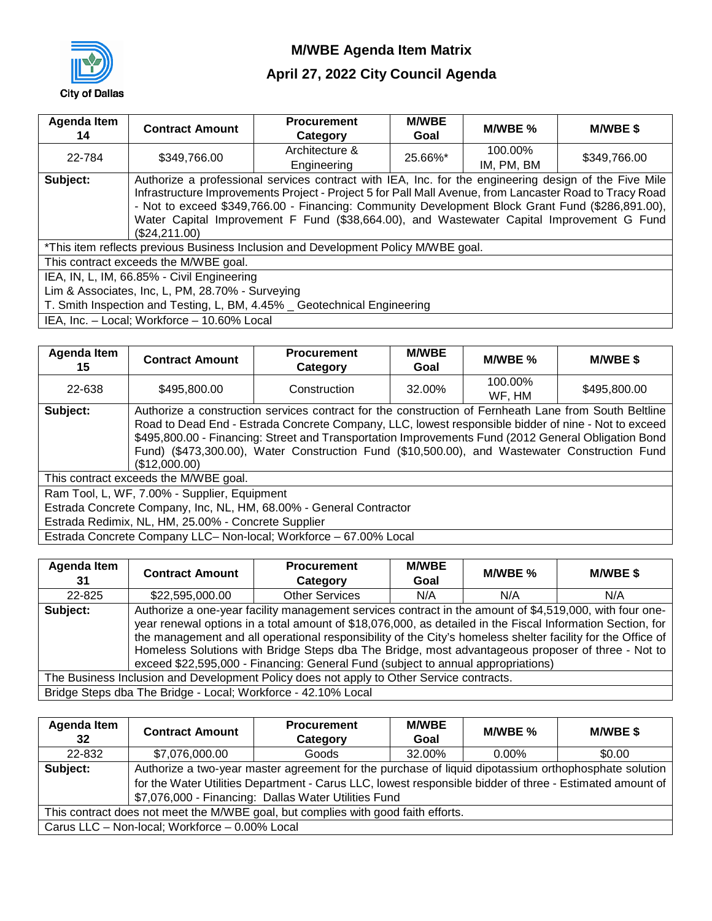# M/WBE Agenda Item Matrix

## April 27, 2022 City Council Agenda

City of Dallas

| Agenda Item 14 | Contract Amount | Procurement Category | M/WBE Goal | M/WBE % | M/WBE $ |
|---|---|---|---|---|---|
| 22-784 | $349,766.00 | Architecture & Engineering | 25.66%* | 100.00% IM, PM, BM | $349,766.00 |
| **Subject:** | Authorize a professional services contract with IEA, Inc. for the engineering design of the Five Mile Infrastructure Improvements Project - Project 5 for Pall Mall Avenue, from Lancaster Road to Tracy Road - Not to exceed $349,766.00 - Financing: Community Development Block Grant Fund ($286,891.00), Water Capital Improvement F Fund ($38,664.00), and Wastewater Capital Improvement G Fund ($24,211.00) | | | | |
| *This item reflects previous Business Inclusion and Development Policy M/WBE goal. | | | | | |
| This contract exceeds the M/WBE goal. | | | | | |
| IEA, IN, L, IM, 66.85% - Civil Engineering<br>Lim & Associates, Inc, L, PM, 28.70% - Surveying<br>T. Smith Inspection and Testing, L, BM, 4.45% _ Geotechnical Engineering | | | | | |
| IEA, Inc. – Local; Workforce – 10.60% Local | | | | | |

| Agenda Item 15 | Contract Amount | Procurement Category | M/WBE Goal | M/WBE % | M/WBE $ |
|---|---|---|---|---|---|
| 22-638 | $495,800.00 | Construction | 32.00% | 100.00% WF, HM | $495,800.00 |
| **Subject:** | Authorize a construction services contract for the construction of Fernheath Lane from South Beltline Road to Dead End - Estrada Concrete Company, LLC, lowest responsible bidder of nine - Not to exceed $495,800.00 - Financing: Street and Transportation Improvements Fund (2012 General Obligation Bond Fund) ($473,300.00), Water Construction Fund ($10,500.00), and Wastewater Construction Fund ($12,000.00) | | | | |
| This contract exceeds the M/WBE goal. | | | | | |
| Ram Tool, L, WF, 7.00% - Supplier, Equipment<br>Estrada Concrete Company, Inc, NL, HM, 68.00% - General Contractor<br>Estrada Redimix, NL, HM, 25.00% - Concrete Supplier | | | | | |
| Estrada Concrete Company LLC– Non-local; Workforce – 67.00% Local | | | | | |

| Agenda Item 31 | Contract Amount | Procurement Category | M/WBE Goal | M/WBE % | M/WBE $ |
|---|---|---|---|---|---|
| 22-825 | $22,595,000.00 | Other Services | N/A | N/A | N/A |
| **Subject:** | Authorize a one-year facility management services contract in the amount of $4,519,000, with four one-year renewal options in a total amount of $18,076,000, as detailed in the Fiscal Information Section, for the management and all operational responsibility of the City's homeless shelter facility for the Office of Homeless Solutions with Bridge Steps dba The Bridge, most advantageous proposer of three - Not to exceed $22,595,000 - Financing: General Fund (subject to annual appropriations) | | | | |
| The Business Inclusion and Development Policy does not apply to Other Service contracts. | | | | | |
| Bridge Steps dba The Bridge - Local; Workforce - 42.10% Local | | | | | |

| Agenda Item 32 | Contract Amount | Procurement Category | M/WBE Goal | M/WBE % | M/WBE $ |
|---|---|---|---|---|---|
| 22-832 | $7,076,000.00 | Goods | 32.00% | 0.00% | $0.00 |
| **Subject:** | Authorize a two-year master agreement for the purchase of liquid dipotassium orthophosphate solution for the Water Utilities Department - Carus LLC, lowest responsible bidder of three - Estimated amount of $7,076,000 - Financing: Dallas Water Utilities Fund | | | | |
| This contract does not meet the M/WBE goal, but complies with good faith efforts. | | | | | |
| Carus LLC – Non-local; Workforce – 0.00% Local | | | | | |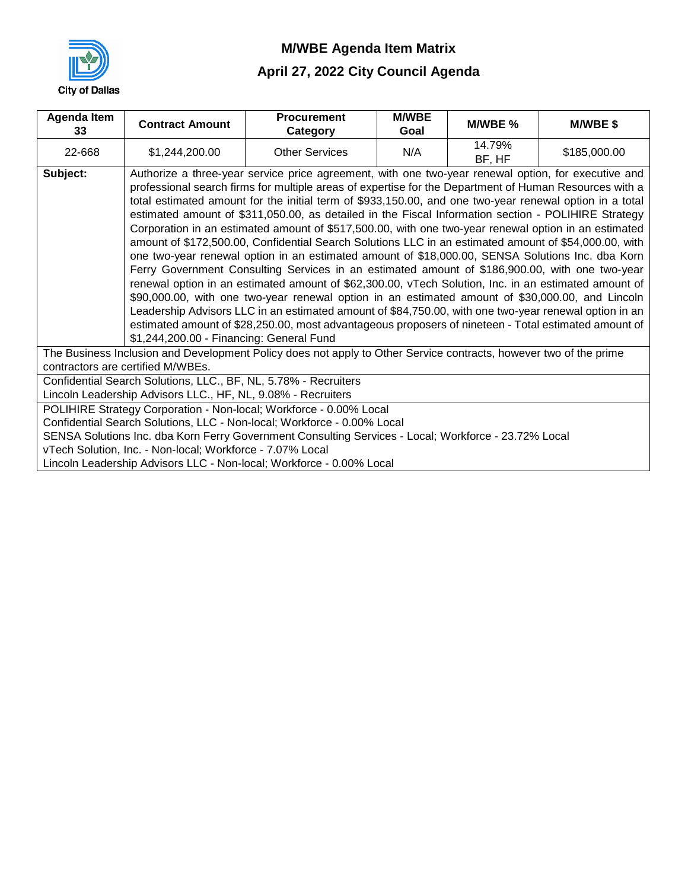City of Dallas

# M/WBE Agenda Item Matrix

## April 27, 2022 City Council Agenda

| Agenda Item 33 | Contract Amount | Procurement Category | M/WBE Goal | M/WBE % | M/WBE $ |
|---|---|---|---|---|---|
| 22-668 | $1,244,200.00 | Other Services | N/A | 14.79% BF, HF | $185,000.00 |

**Subject:** Authorize a three-year service price agreement, with one two-year renewal option, for executive and professional search firms for multiple areas of expertise for the Department of Human Resources with a total estimated amount for the initial term of $933,150.00, and one two-year renewal option in a total estimated amount of $311,050.00, as detailed in the Fiscal Information section - POLIHIRE Strategy Corporation in an estimated amount of $517,500.00, with one two-year renewal option in an estimated amount of $172,500.00, Confidential Search Solutions LLC in an estimated amount of $54,000.00, with one two-year renewal option in an estimated amount of $18,000.00, SENSA Solutions Inc. dba Korn Ferry Government Consulting Services in an estimated amount of $186,900.00, with one two-year renewal option in an estimated amount of $62,300.00, vTech Solution, Inc. in an estimated amount of $90,000.00, with one two-year renewal option in an estimated amount of $30,000.00, and Lincoln Leadership Advisors LLC in an estimated amount of $84,750.00, with one two-year renewal option in an estimated amount of $28,250.00, most advantageous proposers of nineteen - Total estimated amount of $1,244,200.00 - Financing: General Fund

The Business Inclusion and Development Policy does not apply to Other Service contracts, however two of the prime contractors are certified M/WBEs.

Confidential Search Solutions, LLC., BF, NL, 5.78% - Recruiters
Lincoln Leadership Advisors LLC., HF, NL, 9.08% - Recruiters

POLIHIRE Strategy Corporation - Non-local; Workforce - 0.00% Local
Confidential Search Solutions, LLC - Non-local; Workforce - 0.00% Local
SENSA Solutions Inc. dba Korn Ferry Government Consulting Services - Local; Workforce - 23.72% Local
vTech Solution, Inc. - Non-local; Workforce - 7.07% Local
Lincoln Leadership Advisors LLC - Non-local; Workforce - 0.00% Local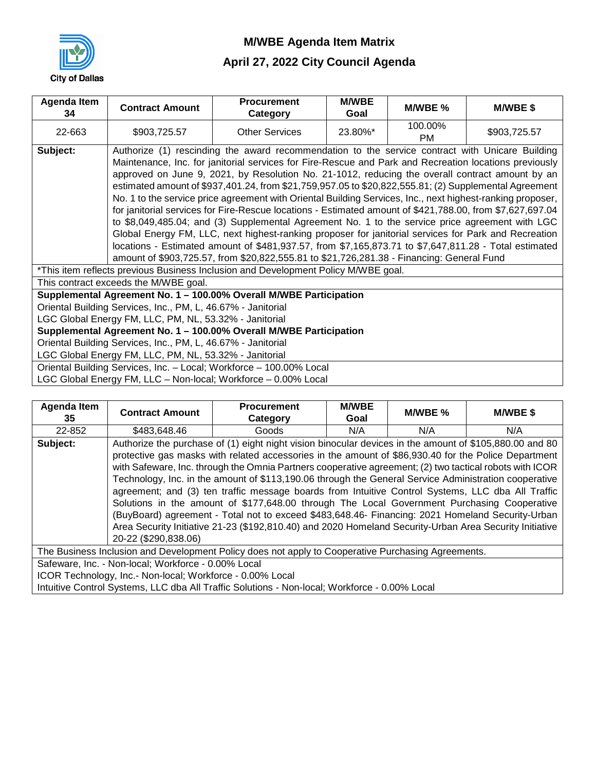City of Dallas

# M/WBE Agenda Item Matrix

## April 27, 2022 City Council Agenda

| Agenda Item 34 | Contract Amount | Procurement Category | M/WBE Goal | M/WBE % | M/WBE $ |
|---|---|---|---|---|---|
| 22-663 | $903,725.57 | Other Services | 23.80%* | 100.00% PM | $903,725.57 |

**Subject:** Authorize (1) rescinding the award recommendation to the service contract with Unicare Building Maintenance, Inc. for janitorial services for Fire-Rescue and Park and Recreation locations previously approved on June 9, 2021, by Resolution No. 21-1012, reducing the overall contract amount by an estimated amount of $937,401.24, from $21,759,957.05 to $20,822,555.81; (2) Supplemental Agreement No. 1 to the service price agreement with Oriental Building Services, Inc., next highest-ranking proposer, for janitorial services for Fire-Rescue locations - Estimated amount of $421,788.00, from $7,627,697.04 to $8,049,485.04; and (3) Supplemental Agreement No. 1 to the service price agreement with LGC Global Energy FM, LLC, next highest-ranking proposer for janitorial services for Park and Recreation locations - Estimated amount of $481,937.57, from $7,165,873.71 to $7,647,811.28 - Total estimated amount of $903,725.57, from $20,822,555.81 to $21,726,281.38 - Financing: General Fund

*This item reflects previous Business Inclusion and Development Policy M/WBE goal.

This contract exceeds the M/WBE goal.

**Supplemental Agreement No. 1 – 100.00% Overall M/WBE Participation**
Oriental Building Services, Inc., PM, L, 46.67% - Janitorial
LGC Global Energy FM, LLC, PM, NL, 53.32% - Janitorial
**Supplemental Agreement No. 1 – 100.00% Overall M/WBE Participation**
Oriental Building Services, Inc., PM, L, 46.67% - Janitorial
LGC Global Energy FM, LLC, PM, NL, 53.32% - Janitorial

Oriental Building Services, Inc. – Local; Workforce – 100.00% Local
LGC Global Energy FM, LLC – Non-local; Workforce – 0.00% Local

| Agenda Item 35 | Contract Amount | Procurement Category | M/WBE Goal | M/WBE % | M/WBE $ |
|---|---|---|---|---|---|
| 22-852 | $483,648.46 | Goods | N/A | N/A | N/A |

**Subject:** Authorize the purchase of (1) eight night vision binocular devices in the amount of $105,880.00 and 80 protective gas masks with related accessories in the amount of $86,930.40 for the Police Department with Safeware, Inc. through the Omnia Partners cooperative agreement; (2) two tactical robots with ICOR Technology, Inc. in the amount of $113,190.06 through the General Service Administration cooperative agreement; and (3) ten traffic message boards from Intuitive Control Systems, LLC dba All Traffic Solutions in the amount of $177,648.00 through The Local Government Purchasing Cooperative (BuyBoard) agreement - Total not to exceed $483,648.46- Financing: 2021 Homeland Security-Urban Area Security Initiative 21-23 ($192,810.40) and 2020 Homeland Security-Urban Area Security Initiative 20-22 ($290,838.06)

The Business Inclusion and Development Policy does not apply to Cooperative Purchasing Agreements.

Safeware, Inc. - Non-local; Workforce - 0.00% Local
ICOR Technology, Inc.- Non-local; Workforce - 0.00% Local
Intuitive Control Systems, LLC dba All Traffic Solutions - Non-local; Workforce - 0.00% Local